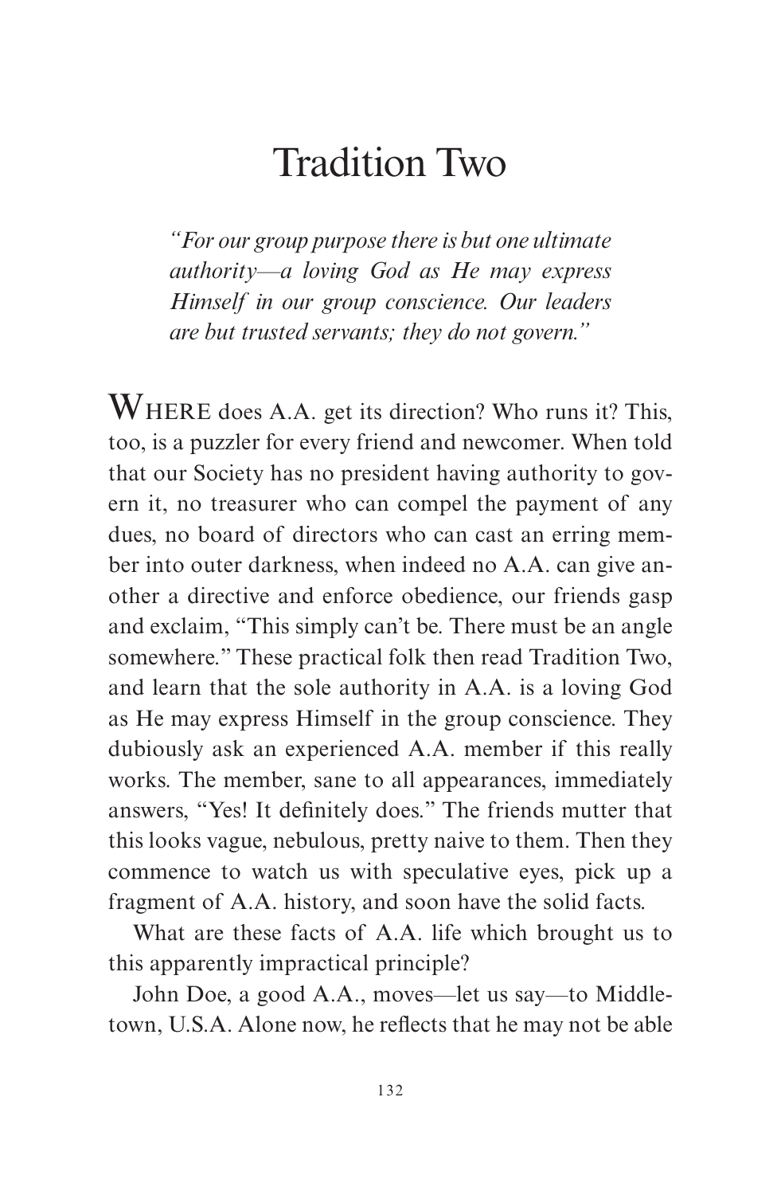# Tradition Two

*"For our group purpose there is but one ultimate authority—a loving God as He may express Himself in our group conscience. Our leaders are but trusted servants; they do not govern."*

WHERE does A.A. get its direction? Who runs it? This, too, is a puzzler for every friend and newcomer. When told that our Society has no president having authority to govern it, no treasurer who can compel the payment of any dues, no board of directors who can cast an erring member into outer darkness, when indeed no A.A. can give another a directive and enforce obedience, our friends gasp and exclaim, "This simply can't be. There must be an angle somewhere." These practical folk then read Tradition Two, and learn that the sole authority in A.A. is a loving God as He may express Himself in the group conscience. They dubiously ask an experienced A.A. member if this really works. The member, sane to all appearances, immediately answers, "Yes! It definitely does." The friends mutter that this looks vague, nebulous, pretty naive to them. Then they commence to watch us with speculative eyes, pick up a fragment of A.A. history, and soon have the solid facts.

What are these facts of A.A. life which brought us to this apparently impractical principle?

John Doe, a good A.A., moves—let us say—to Middletown, U.S.A. Alone now, he reflects that he may not be able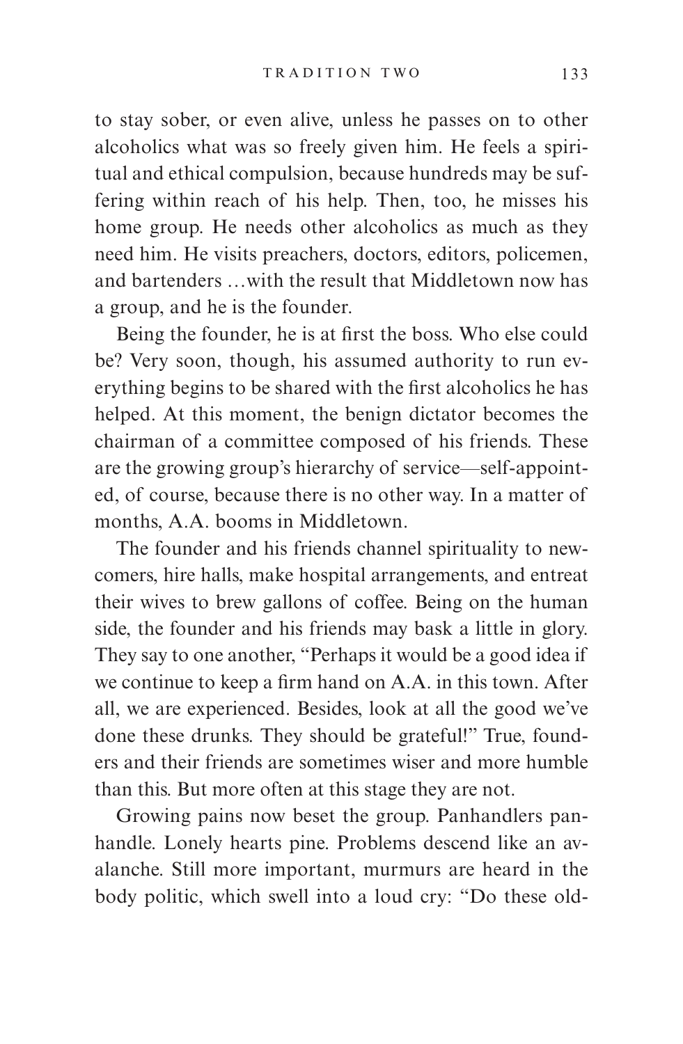to stay sober, or even alive, unless he passes on to other alcoholics what was so freely given him. He feels a spiritual and ethical compulsion, because hundreds may be suffering within reach of his help. Then, too, he misses his home group. He needs other alcoholics as much as they need him. He visits preachers, doctors, editors, policemen, and bartenders …with the result that Middletown now has a group, and he is the founder.

Being the founder, he is at first the boss. Who else could be? Very soon, though, his assumed authority to run everything begins to be shared with the first alcoholics he has helped. At this moment, the benign dictator becomes the chairman of a committee composed of his friends. These are the growing group's hierarchy of service—self-appointed, of course, because there is no other way. In a matter of months, A.A. booms in Middletown.

The founder and his friends channel spirituality to newcomers, hire halls, make hospital arrangements, and entreat their wives to brew gallons of coffee. Being on the human side, the founder and his friends may bask a little in glory. They say to one another, "Perhaps it would be a good idea if we continue to keep a firm hand on A.A. in this town. After all, we are experienced. Besides, look at all the good we've done these drunks. They should be grateful!" True, founders and their friends are sometimes wiser and more humble than this. But more often at this stage they are not.

Growing pains now beset the group. Panhandlers panhandle. Lonely hearts pine. Problems descend like an avalanche. Still more important, murmurs are heard in the body politic, which swell into a loud cry: "Do these old-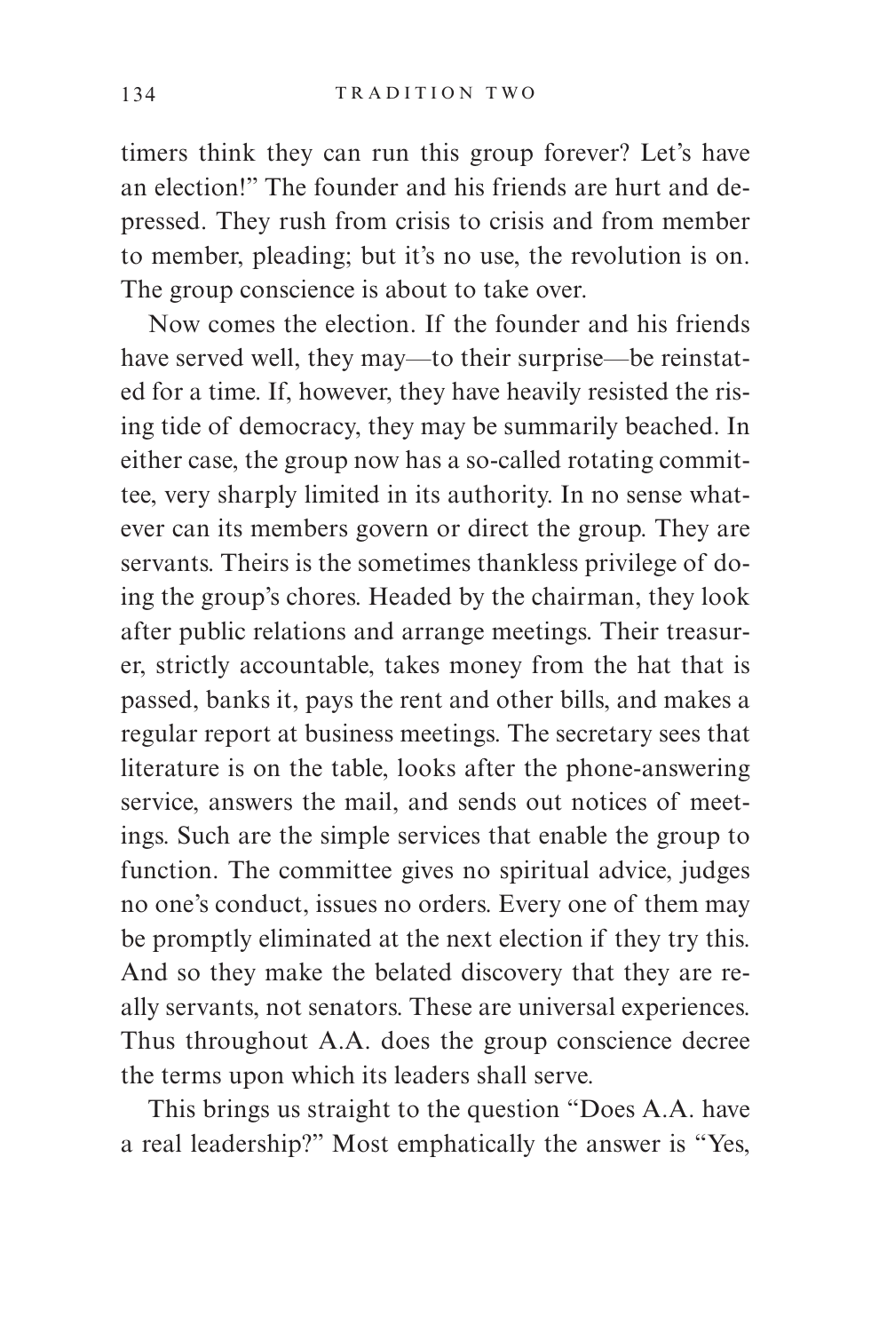timers think they can run this group forever? Let's have an election!" The founder and his friends are hurt and depressed. They rush from crisis to crisis and from member to member, pleading; but it's no use, the revolution is on. The group conscience is about to take over.

Now comes the election. If the founder and his friends have served well, they may—to their surprise—be reinstated for a time. If, however, they have heavily resisted the rising tide of democracy, they may be summarily beached. In either case, the group now has a so-called rotating committee, very sharply limited in its authority. In no sense whatever can its members govern or direct the group. They are servants. Theirs is the sometimes thankless privilege of doing the group's chores. Headed by the chairman, they look after public relations and arrange meetings. Their treasurer, strictly accountable, takes money from the hat that is passed, banks it, pays the rent and other bills, and makes a regular report at business meetings. The secretary sees that literature is on the table, looks after the phone-answering service, answers the mail, and sends out notices of meetings. Such are the simple services that enable the group to function. The committee gives no spiritual advice, judges no one's conduct, issues no orders. Every one of them may be promptly eliminated at the next election if they try this. And so they make the belated discovery that they are really servants, not senators. These are universal experiences. Thus throughout A.A. does the group conscience decree the terms upon which its leaders shall serve.

This brings us straight to the question "Does A.A. have a real leadership?" Most emphatically the answer is "Yes,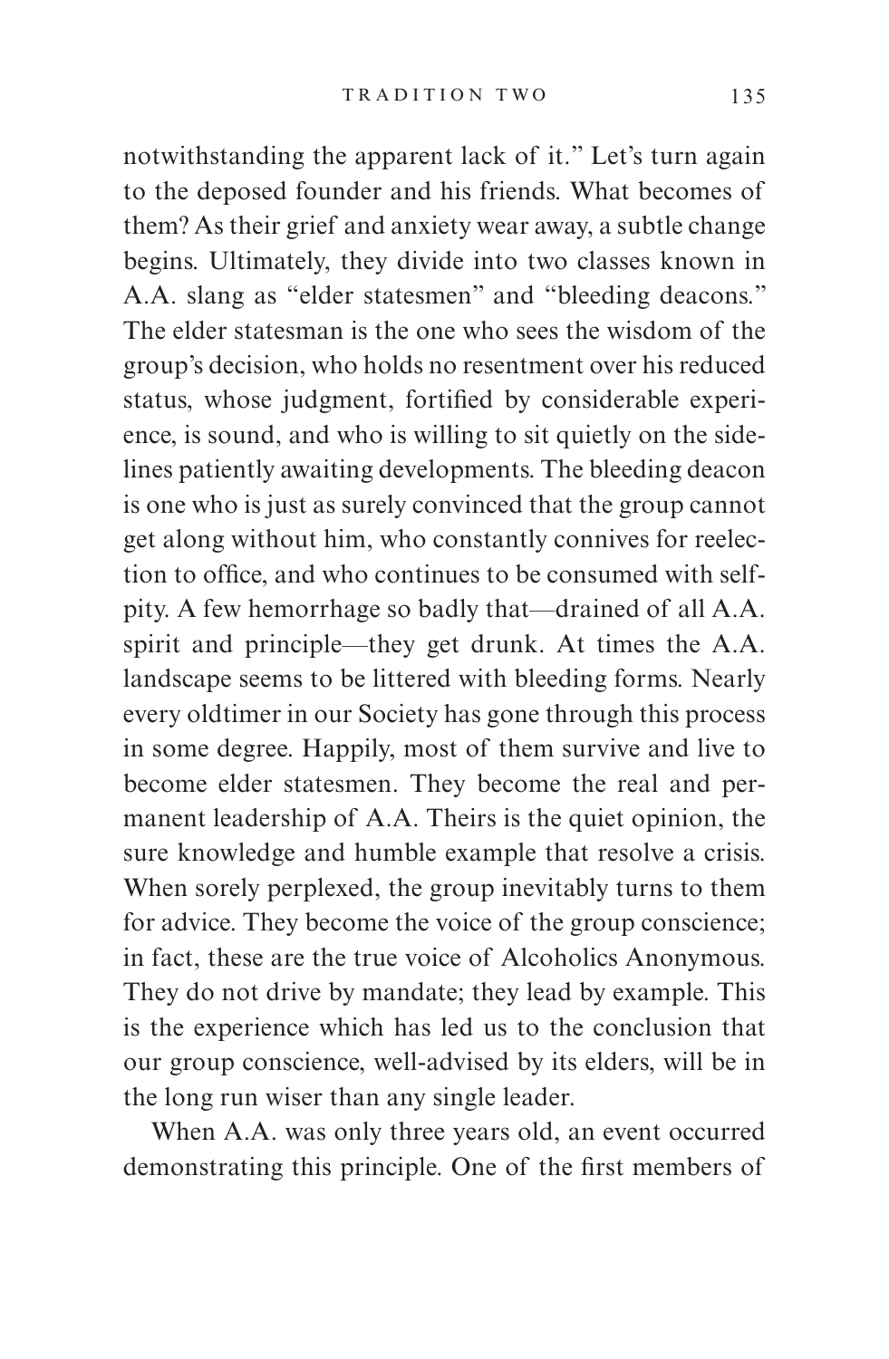notwithstanding the apparent lack of it." Let's turn again to the deposed founder and his friends. What becomes of them? As their grief and anxiety wear away, a subtle change begins. Ultimately, they divide into two classes known in A.A. slang as "elder statesmen" and "bleeding deacons." The elder statesman is the one who sees the wisdom of the group's decision, who holds no resentment over his reduced status, whose judgment, fortified by considerable experience, is sound, and who is willing to sit quietly on the sidelines patiently awaiting developments. The bleeding deacon is one who is just as surely convinced that the group cannot get along without him, who constantly connives for reelection to office, and who continues to be consumed with self-pity. A few hemorrhage so badly that—drained of all A.A. spirit and principle—they get drunk. At times the A.A. landscape seems to be littered with bleeding forms. Nearly every oldtimer in our Society has gone through this process in some degree. Happily, most of them survive and live to become elder statesmen. They become the real and permanent leadership of A.A. Theirs is the quiet opinion, the sure knowledge and humble example that resolve a crisis. When sorely perplexed, the group inevitably turns to them for advice. They become the voice of the group conscience; in fact, these are the true voice of Alcoholics Anonymous. They do not drive by mandate; they lead by example. This is the experience which has led us to the conclusion that our group conscience, well-advised by its elders, will be in the long run wiser than any single leader.

When A.A. was only three years old, an event occurred demonstrating this principle. One of the first members of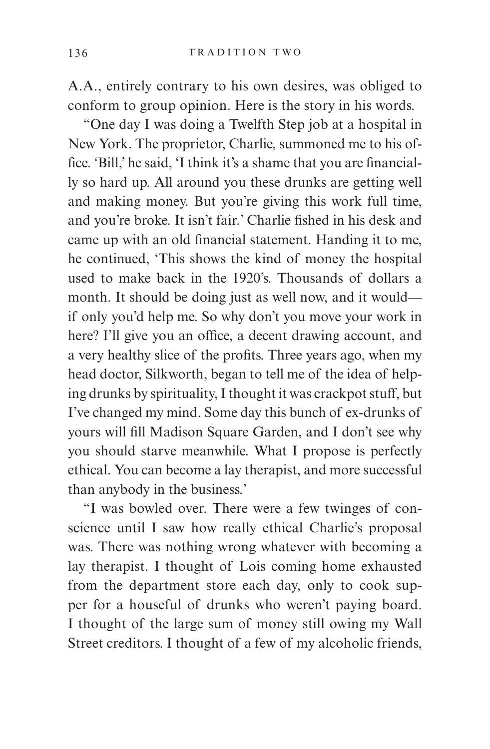A.A., entirely contrary to his own desires, was obliged to conform to group opinion. Here is the story in his words.

"One day I was doing a Twelfth Step job at a hospital in New York. The proprietor, Charlie, summoned me to his office. 'Bill,' he said, 'I think it's a shame that you are financially so hard up. All around you these drunks are getting well and making money. But you're giving this work full time, and you're broke. It isn't fair.' Charlie fished in his desk and came up with an old financial statement. Handing it to me, he continued, 'This shows the kind of money the hospital used to make back in the 1920's. Thousands of dollars a month. It should be doing just as well now, and it would—if only you'd help me. So why don't you move your work in here? I'll give you an office, a decent drawing account, and a very healthy slice of the profits. Three years ago, when my head doctor, Silkworth, began to tell me of the idea of helping drunks by spirituality, I thought it was crackpot stuff, but I've changed my mind. Some day this bunch of ex-drunks of yours will fill Madison Square Garden, and I don't see why you should starve meanwhile. What I propose is perfectly ethical. You can become a lay therapist, and more successful than anybody in the business.'

"I was bowled over. There were a few twinges of conscience until I saw how really ethical Charlie's proposal was. There was nothing wrong whatever with becoming a lay therapist. I thought of Lois coming home exhausted from the department store each day, only to cook supper for a houseful of drunks who weren't paying board. I thought of the large sum of money still owing my Wall Street creditors. I thought of a few of my alcoholic friends,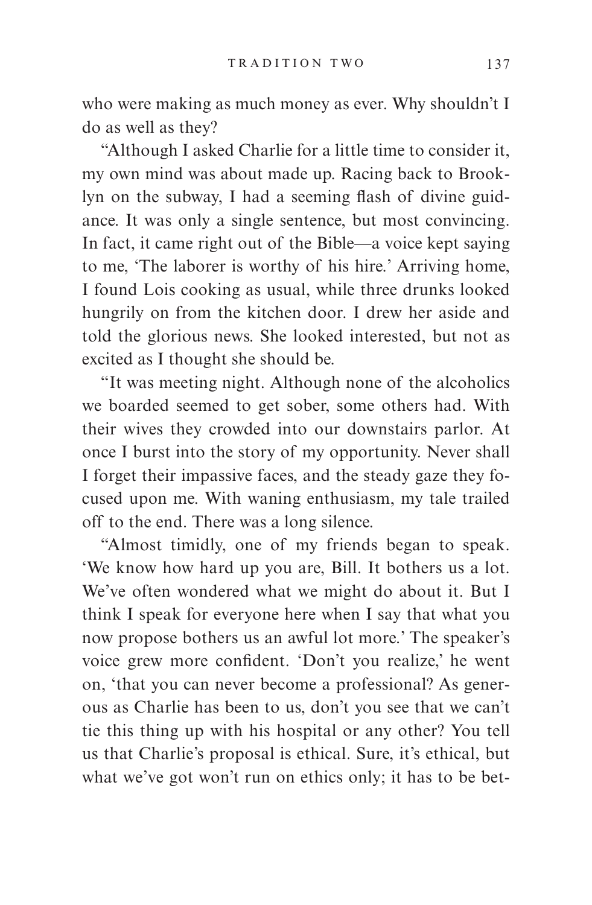who were making as much money as ever. Why shouldn't I do as well as they?

"Although I asked Charlie for a little time to consider it, my own mind was about made up. Racing back to Brooklyn on the subway, I had a seeming flash of divine guidance. It was only a single sentence, but most convincing. In fact, it came right out of the Bible—a voice kept saying to me, 'The laborer is worthy of his hire.' Arriving home, I found Lois cooking as usual, while three drunks looked hungrily on from the kitchen door. I drew her aside and told the glorious news. She looked interested, but not as excited as I thought she should be.

"It was meeting night. Although none of the alcoholics we boarded seemed to get sober, some others had. With their wives they crowded into our downstairs parlor. At once I burst into the story of my opportunity. Never shall I forget their impassive faces, and the steady gaze they focused upon me. With waning enthusiasm, my tale trailed off to the end. There was a long silence.

"Almost timidly, one of my friends began to speak. 'We know how hard up you are, Bill. It bothers us a lot. We've often wondered what we might do about it. But I think I speak for everyone here when I say that what you now propose bothers us an awful lot more.' The speaker's voice grew more confident. 'Don't you realize,' he went on, 'that you can never become a professional? As generous as Charlie has been to us, don't you see that we can't tie this thing up with his hospital or any other? You tell us that Charlie's proposal is ethical. Sure, it's ethical, but what we've got won't run on ethics only; it has to be bet-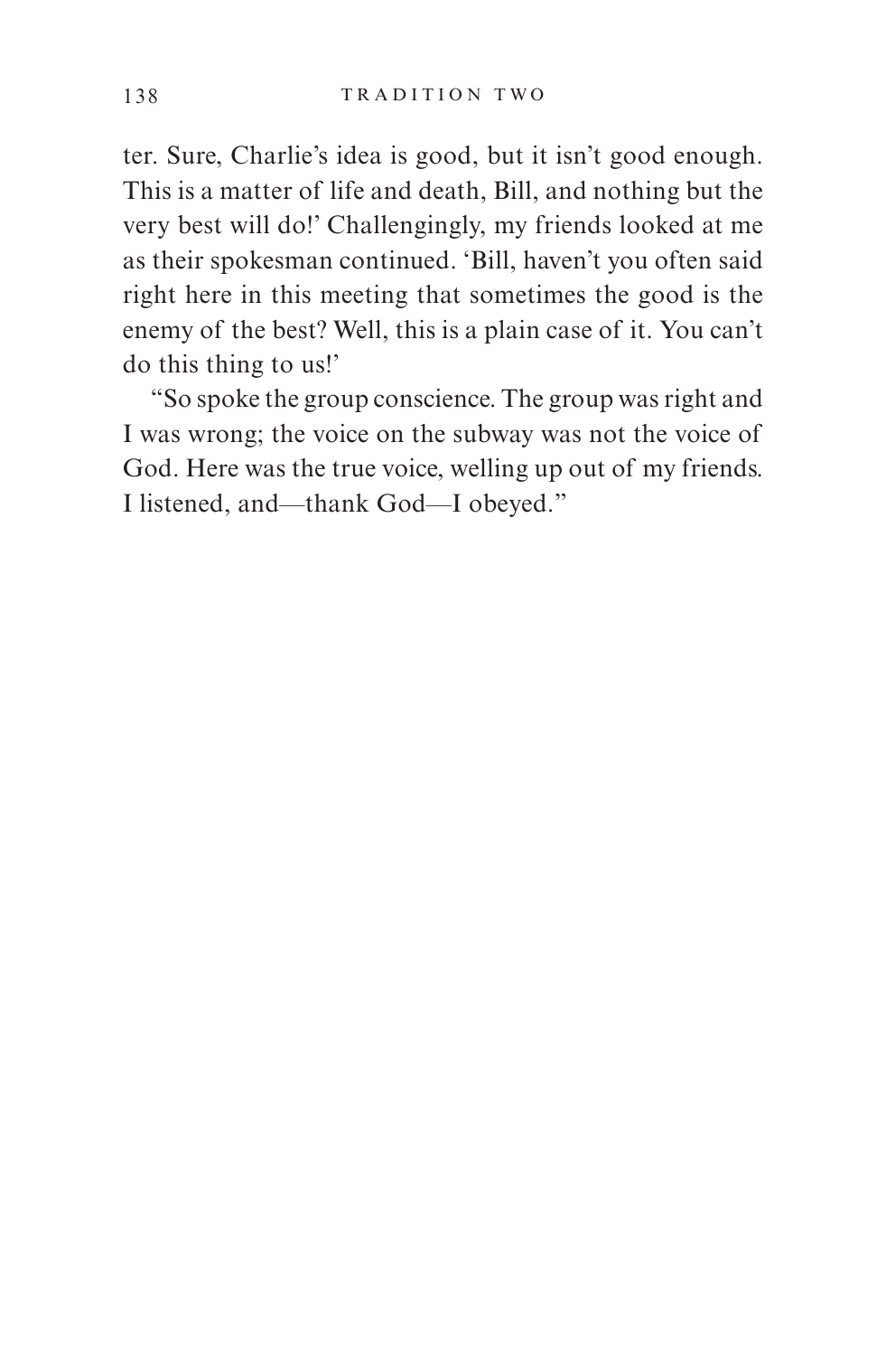ter. Sure, Charlie's idea is good, but it isn't good enough. This is a matter of life and death, Bill, and nothing but the very best will do!' Challengingly, my friends looked at me as their spokesman continued. 'Bill, haven't you often said right here in this meeting that sometimes the good is the enemy of the best? Well, this is a plain case of it. You can't do this thing to us!'

"So spoke the group conscience. The group was right and I was wrong; the voice on the subway was not the voice of God. Here was the true voice, welling up out of my friends. I listened, and—thank God—I obeyed."